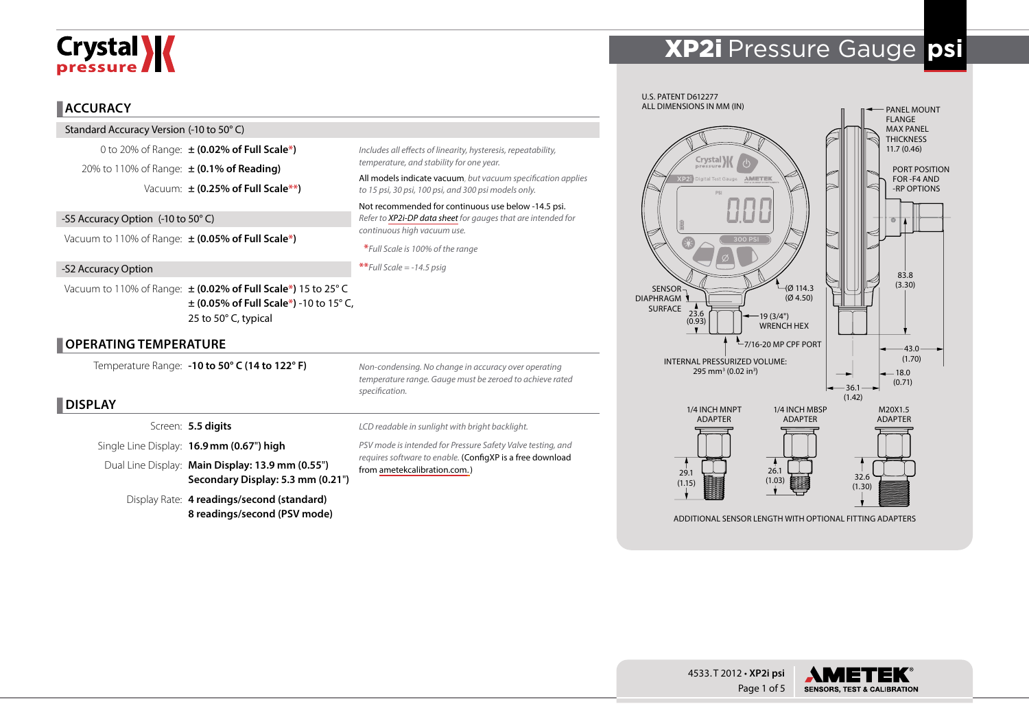# XP2i Pressure Gauge psi

## ACCURACY

Standard Accuracy Version (-10 to 50° C)

0 to 20% of Range: ± **(0.02% of Full Scale*)**

20% to 110% of Range: ± **(0.1% of Reading)**

Vacuum: ± **(0.25% of Full Scale**)**

-S5 Accuracy Option (-10 to 50° C)

Vacuum to 110% of Range: ± **(0.05% of Full Scale*)**

-S2 Accuracy Option

Vacuum to 110% of Range: ± **(0.02% of Full Scale*)** 15 to 25° C
± **(0.05% of Full Scale*)** -10 to 15° C, 25 to 50° C, typical

*Includes all effects of linearity, hysteresis, repeatability, temperature, and stability for one year.*

All models indicate vacuum, *but vacuum specification applies to 15 psi, 30 psi, 100 psi, and 300 psi models only.*

Not recommended for continuous use below -14.5 psi. *Refer to XP2i-DP data sheet for gauges that are intended for continuous high vacuum use.*

**Full Scale is 100% of the range*

***Full Scale = -14.5 psig*

## OPERATING TEMPERATURE

Temperature Range: **-10 to 50° C (14 to 122° F)**

*Non-condensing. No change in accuracy over operating temperature range. Gauge must be zeroed to achieve rated specification.*

## DISPLAY

Screen: **5.5 digits**

Single Line Display: **16.9 mm (0.67") high**

Dual Line Display: **Main Display: 13.9 mm (0.55")**
**Secondary Display: 5.3 mm (0.21")**

Display Rate: **4 readings/second (standard)**
**8 readings/second (PSV mode)**

*LCD readable in sunlight with bright backlight.*

*PSV mode is intended for Pressure Safety Valve testing, and requires software to enable.* (ConfigXP is a free download from ametekcalibration.com.)

U.S. PATENT D612277
ALL DIMENSIONS IN MM (IN)

PANEL MOUNT FLANGE MAX PANEL THICKNESS 11.7 (0.46)

PORT POSITION FOR -F4 AND -RP OPTIONS

SENSOR DIAPHRAGM SURFACE

(Ø 114.3 (Ø 4.50)

23.6 (0.93)

19 (3/4") WRENCH HEX

7/16-20 MP CPF PORT

83.8 (3.30)

43.0 (1.70)

18.0 (0.71)

36.1 (1.42)

INTERNAL PRESSURIZED VOLUME: 295 mm³ (0.02 in³)

1/4 INCH MNPT ADAPTER — 29.1 (1.15)

1/4 INCH MBSP ADAPTER — 26.1 (1.03)

M20X1.5 ADAPTER — 32.6 (1.30)

ADDITIONAL SENSOR LENGTH WITH OPTIONAL FITTING ADAPTERS

4533.T 2012 • **XP2i psi**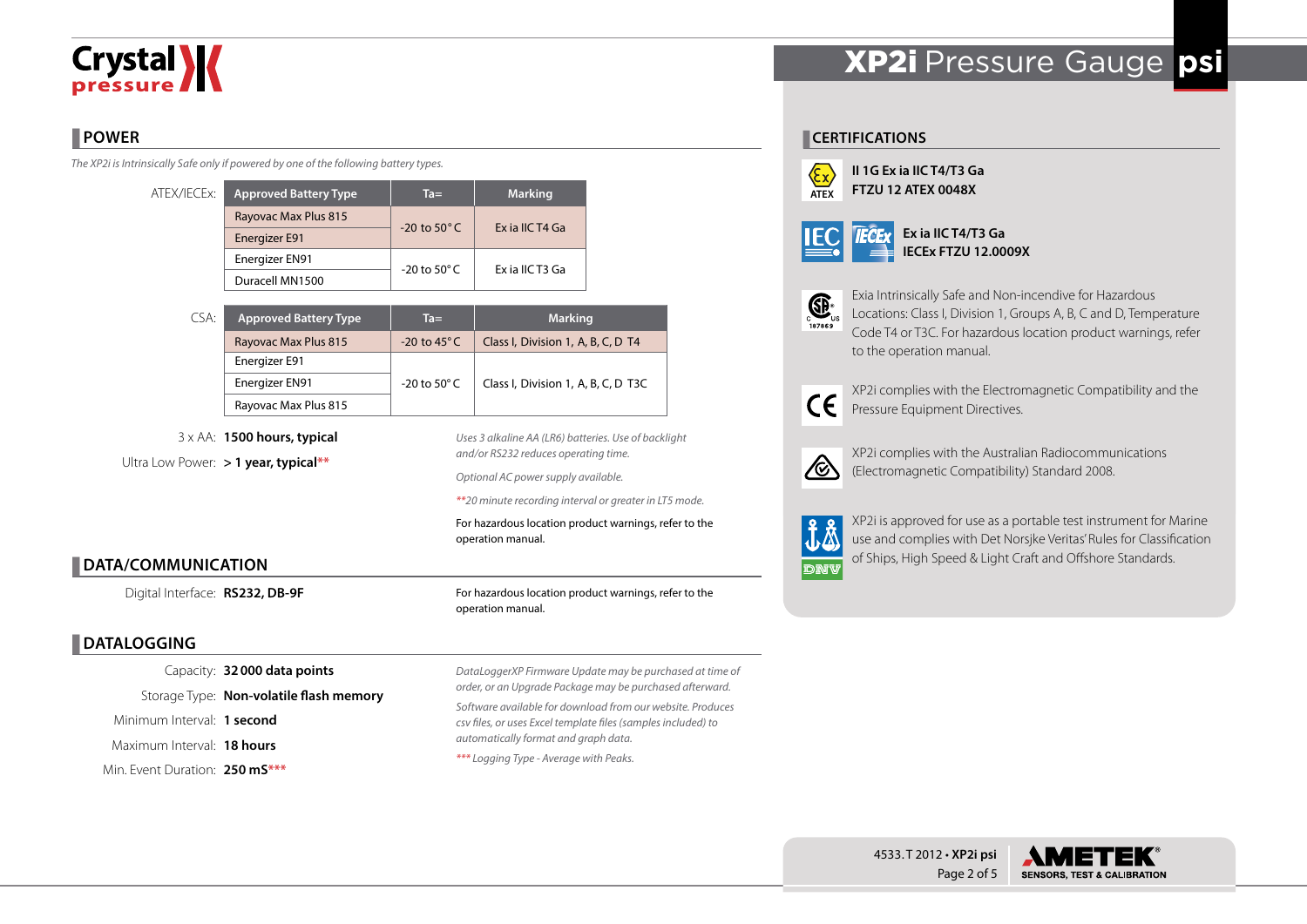## POWER

*The XP2i is Intrinsically Safe only if powered by one of the following battery types.*

ATEX/IECEx:

| Approved Battery Type | Ta= | Marking |
|---|---|---|
| Rayovac Max Plus 815 | -20 to 50° C | Ex ia IIC T4 Ga |
| Energizer E91 | | |
| Energizer EN91 | -20 to 50° C | Ex ia IIC T3 Ga |
| Duracell MN1500 | | |

CSA:

| Approved Battery Type | Ta= | Marking |
|---|---|---|
| Rayovac Max Plus 815 | -20 to 45° C | Class I, Division 1, A, B, C, D T4 |
| Energizer E91 | -20 to 50° C | Class I, Division 1, A, B, C, D T3C |
| Energizer EN91 | | |
| Rayovac Max Plus 815 | | |

3 x AA: **1500 hours, typical**

Ultra Low Power: **> 1 year, typical****

*Uses 3 alkaline AA (LR6) batteries. Use of backlight and/or RS232 reduces operating time.*

*Optional AC power supply available.*

*\*\*20 minute recording interval or greater in LT5 mode.*

For hazardous location product warnings, refer to the operation manual.

## DATA/COMMUNICATION

Digital Interface: **RS232, DB-9F**

For hazardous location product warnings, refer to the operation manual.

## DATALOGGING

Capacity: **32 000 data points**

Storage Type: **Non-volatile flash memory**

Minimum Interval: **1 second**

Maximum Interval: **18 hours**

Min. Event Duration: **250 mS*****

*DataLoggerXP Firmware Update may be purchased at time of order, or an Upgrade Package may be purchased afterward.*

*Software available for download from our website. Produces csv files, or uses Excel template files (samples included) to automatically format and graph data.*

*\*\*\* Logging Type - Average with Peaks.*

## CERTIFICATIONS

**II 1G Ex ia IIC T4/T3 Ga**
**FTZU 12 ATEX 0048X**

**Ex ia IIC T4/T3 Ga**
**IECEx FTZU 12.0009X**

Exia Intrinsically Safe and Non-incendive for Hazardous Locations: Class I, Division 1, Groups A, B, C and D, Temperature Code T4 or T3C. For hazardous location product warnings, refer to the operation manual.

XP2i complies with the Electromagnetic Compatibility and the Pressure Equipment Directives.

XP2i complies with the Australian Radiocommunications (Electromagnetic Compatibility) Standard 2008.

XP2i is approved for use as a portable test instrument for Marine use and complies with Det Norsjke Veritas' Rules for Classification of Ships, High Speed & Light Craft and Offshore Standards.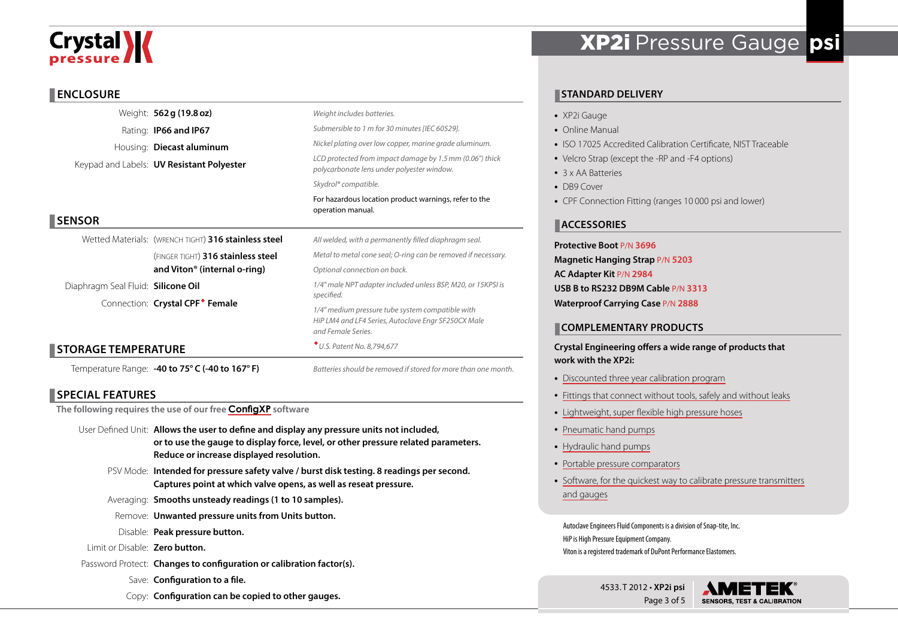Crystal pressure

# XP2i Pressure Gauge psi

## ENCLOSURE

| | | |
|---|---|---|
| Weight: | **562 g (19.8 oz)** | *Weight includes batteries.* |
| Rating: | **IP66 and IP67** | *Submersible to 1 m for 30 minutes [IEC 60529].* |
| Housing: | **Diecast aluminum** | *Nickel plating over low copper, marine grade aluminum.* |
| Keypad and Labels: | **UV Resistant Polyester** | *LCD protected from impact damage by 1.5 mm (0.06") thick polycarbonate lens under polyester window.* |
| | | *Skydrol® compatible.* |
| | | For hazardous location product warnings, refer to the operation manual. |

## SENSOR

| | | |
|---|---|---|
| Wetted Materials: | (WRENCH TIGHT) **316 stainless steel** | *All welded, with a permanently filled diaphragm seal.* |
| | (FINGER TIGHT) **316 stainless steel and Viton® (internal o-ring)** | *Metal to metal cone seal; O-ring can be removed if necessary.* |
| | | *Optional connection on back.* |
| Diaphragm Seal Fluid: | **Silicone Oil** | *1/4" male NPT adapter included unless BSP, M20, or 15KPSI is specified.* |
| Connection: | **Crystal CPF◆ Female** | *1/4" medium pressure tube system compatible with HiP LM4 and LF4 Series, Autoclave Engr SF250CX Male and Female Series.* |
| | | *◆U.S. Patent No. 8,794,677* |

## STORAGE TEMPERATURE

| | | |
|---|---|---|
| Temperature Range: | **-40 to 75° C (-40 to 167° F)** | *Batteries should be removed if stored for more than one month.* |

## SPECIAL FEATURES

**The following requires the use of our free ConfigXP software**

| | |
|---|---|
| User Defined Unit: | **Allows the user to define and display any pressure units not included, or to use the gauge to display force, level, or other pressure related parameters. Reduce or increase displayed resolution.** |
| PSV Mode: | **Intended for pressure safety valve / burst disk testing. 8 readings per second. Captures point at which valve opens, as well as reseat pressure.** |
| Averaging: | **Smooths unsteady readings (1 to 10 samples).** |
| Remove: | **Unwanted pressure units from Units button.** |
| Disable: | **Peak pressure button.** |
| Limit or Disable: | **Zero button.** |
| Password Protect: | **Changes to configuration or calibration factor(s).** |
| Save: | **Configuration to a file.** |
| Copy: | **Configuration can be copied to other gauges.** |

## STANDARD DELIVERY

- XP2i Gauge
- Online Manual
- ISO 17025 Accredited Calibration Certificate, NIST Traceable
- Velcro Strap (except the -RP and -F4 options)
- 3 x AA Batteries
- DB9 Cover
- CPF Connection Fitting (ranges 10 000 psi and lower)

## ACCESSORIES

**Protective Boot** P/N **3696**
**Magnetic Hanging Strap** P/N **5203**
**AC Adapter Kit** P/N **2984**
**USB B to RS232 DB9M Cable** P/N **3313**
**Waterproof Carrying Case** P/N **2888**

## COMPLEMENTARY PRODUCTS

**Crystal Engineering offers a wide range of products that work with the XP2i:**

- Discounted three year calibration program
- Fittings that connect without tools, safely and without leaks
- Lightweight, super flexible high pressure hoses
- Pneumatic hand pumps
- Hydraulic hand pumps
- Portable pressure comparators
- Software, for the quickest way to calibrate pressure transmitters and gauges

Autoclave Engineers Fluid Components is a division of Snap-tite, Inc.
HiP is High Pressure Equipment Company.
Viton is a registered trademark of DuPont Performance Elastomers.

4533.T 2012 • **XP2i psi**

AMETEK® SENSORS, TEST & CALIBRATION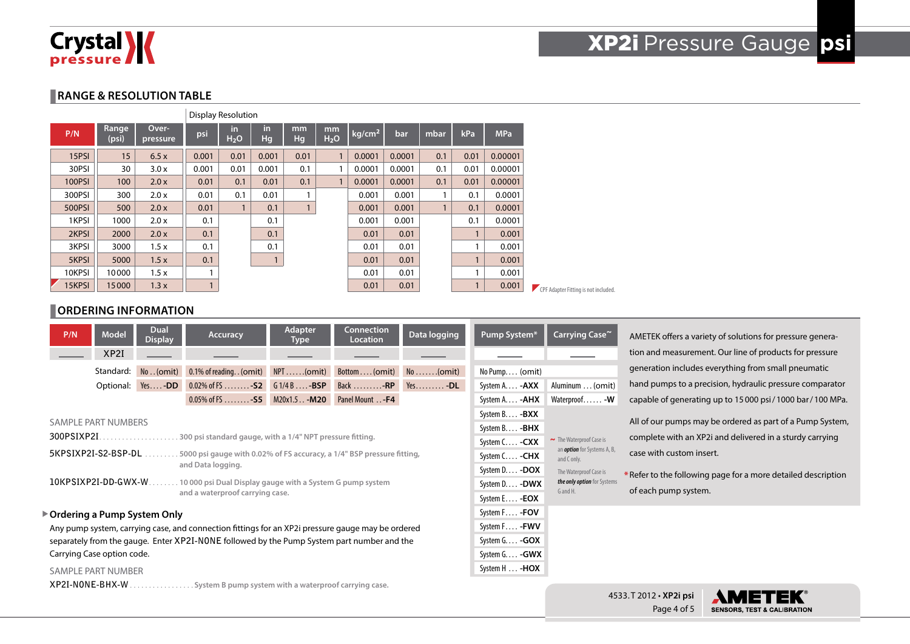# XP2i Pressure Gauge psi

## RANGE & RESOLUTION TABLE

| P/N | Range (psi) | Over-pressure | Display Resolution psi | in $H_2O$ | in Hg | mm Hg | mm $H_2O$ | kg/cm² | bar | mbar | kPa | MPa |
|---|---|---|---|---|---|---|---|---|---|---|---|---|
| 15PSI | 15 | 6.5 x | 0.001 | 0.01 | 0.001 | 0.01 | 1 | 0.0001 | 0.0001 | 0.1 | 0.01 | 0.00001 |
| 30PSI | 30 | 3.0 x | 0.001 | 0.01 | 0.001 | 0.1 | 1 | 0.0001 | 0.0001 | 0.1 | 0.01 | 0.00001 |
| 100PSI | 100 | 2.0 x | 0.01 | 0.1 | 0.01 | 0.1 | 1 | 0.0001 | 0.0001 | 0.1 | 0.01 | 0.00001 |
| 300PSI | 300 | 2.0 x | 0.01 | 0.1 | 0.01 | 1 | | 0.001 | 0.001 | 1 | 0.1 | 0.0001 |
| 500PSI | 500 | 2.0 x | 0.01 | 1 | 0.1 | 1 | | 0.001 | 0.001 | 1 | 0.1 | 0.0001 |
| 1KPSI | 1000 | 2.0 x | 0.1 | | 0.1 | | | 0.001 | 0.001 | | 0.1 | 0.0001 |
| 2KPSI | 2000 | 2.0 x | 0.1 | | 0.1 | | | 0.01 | 0.01 | | 1 | 0.001 |
| 3KPSI | 3000 | 1.5 x | 0.1 | | 0.1 | | | 0.01 | 0.01 | | 1 | 0.001 |
| 5KPSI | 5000 | 1.5 x | 0.1 | | 1 | | | 0.01 | 0.01 | | 1 | 0.001 |
| 10KPSI | 10000 | 1.5 x | 1 | | | | | 0.01 | 0.01 | | 1 | 0.001 |
| 15KPSI (◤) | 15000 | 1.3 x | 1 | | | | | 0.01 | 0.01 | | 1 | 0.001 |

◤ CPF Adapter Fitting is not included.

## ORDERING INFORMATION

| | P/N | Model | Dual Display | Accuracy | Adapter Type | Connection Location | Data logging |
|---|---|---|---|---|---|---|---|
| | ____ | XP2I | ____ | ____ | ____ | ____ | ____ |
| Standard: | | | No . . (omit) | 0.1% of reading . . (omit) | NPT . . . . . . (omit) | Bottom . . . . (omit) | No . . . . . . . (omit) |
| Optional: | | | Yes . . . . **-DD** | 0.02% of FS . . . . . . . . **-S2** | G 1/4 B . . . . **-BSP** | Back . . . . . . . . . **-RP** | Yes . . . . . . . . . **-DL** |
| | | | | 0.05% of FS . . . . . . . . **-S5** | M20x1.5 . . **-M20** | Panel Mount . . **-F4** | |

| Pump System* | Carrying Case~ |
|---|---|
| ____ | ____ |
| No Pump . . . . (omit) | |
| System A . . . . **-AXX** | Aluminum . . . (omit) |
| System A . . . . **-AHX** | Waterproof . . . . . . **-W** |
| System B . . . . **-BXX** | |
| System B . . . . **-BHX** | |
| System C . . . . **-CXX** | |
| System C . . . . **-CHX** | |
| System D . . . . **-DOX** | |
| System D . . . . **-DWX** | |
| System E . . . . **-EOX** | |
| System F . . . . **-FOV** | |
| System F . . . . **-FWV** | |
| System G . . . . **-GOX** | |
| System G . . . . **-GWX** | |
| System H . . . **-HOX** | |

~ The Waterproof Case is an ***option*** for Systems A, B, and C only.

The Waterproof Case is ***the only option*** for Systems G and H.

AMETEK offers a variety of solutions for pressure generation and measurement. Our line of products for pressure generation includes everything from small pneumatic hand pumps to a precision, hydraulic pressure comparator capable of generating up to 15 000 psi / 1000 bar / 100 MPa.

All of our pumps may be ordered as part of a Pump System, complete with an XP2i and delivered in a sturdy carrying case with custom insert.

*Refer to the following page for a more detailed description of each pump system.

SAMPLE PART NUMBERS

300PSIXP2I . . . . . . . . . . . . . . . . . . . . 300 psi standard gauge, with a 1/4" NPT pressure fitting.

5KPSIXP2I-S2-BSP-DL . . . . . . . . . 5000 psi gauge with 0.02% of FS accuracy, a 1/4" BSP pressure fitting, and Data logging.

10KPSIXP2I-DD-GWX-W . . . . . . . . 10 000 psi Dual Display gauge with a System G pump system and a waterproof carrying case.

### ▶ Ordering a Pump System Only

Any pump system, carrying case, and connection fittings for an XP2i pressure gauge may be ordered separately from the gauge. Enter XP2I-NONE followed by the Pump System part number and the Carrying Case option code.

SAMPLE PART NUMBER

XP2I-NONE-BHX-W . . . . . . . . . . . . . . . . . System B pump system with a waterproof carrying case.

4533.T 2012 • **XP2i psi**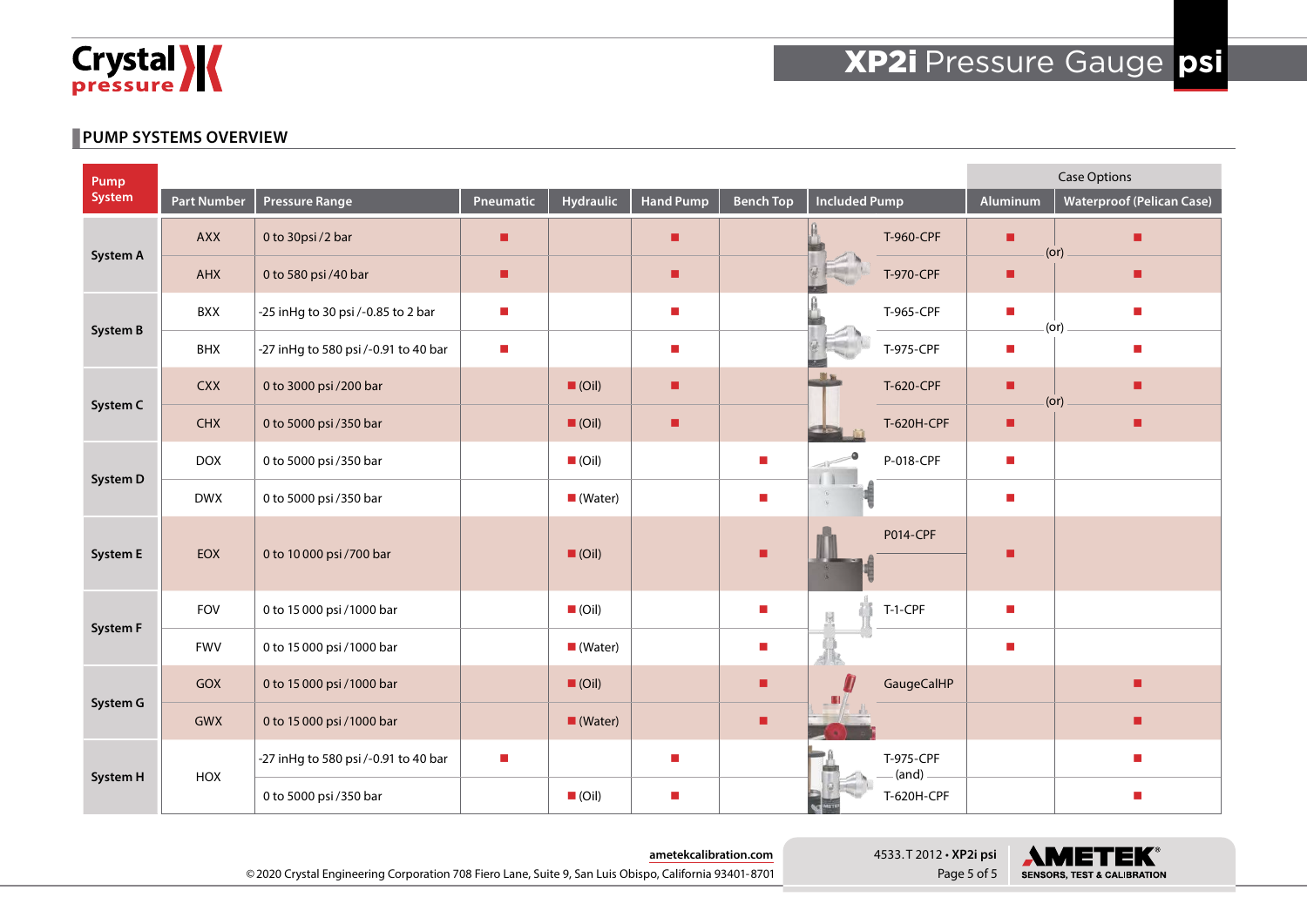## PUMP SYSTEMS OVERVIEW

| Pump System | Part Number | Pressure Range | Pneumatic | Hydraulic | Hand Pump | Bench Top | Included Pump | Case Options: Aluminum | Case Options: Waterproof (Pelican Case) |
|---|---|---|---|---|---|---|---|---|---|
| System A | AXX | 0 to 30psi / 2 bar | ■ | | ■ | | T-960-CPF | ■ (or) | ■ |
| | AHX | 0 to 580 psi / 40 bar | ■ | | ■ | | T-970-CPF | ■ (or) | ■ |
| System B | BXX | -25 inHg to 30 psi / -0.85 to 2 bar | ■ | | ■ | | T-965-CPF | ■ (or) | ■ |
| | BHX | -27 inHg to 580 psi / -0.91 to 40 bar | ■ | | ■ | | T-975-CPF | ■ (or) | ■ |
| System C | CXX | 0 to 3000 psi / 200 bar | | ■ (Oil) | ■ | | T-620-CPF | ■ (or) | ■ |
| | CHX | 0 to 5000 psi / 350 bar | | ■ (Oil) | ■ | | T-620H-CPF | ■ (or) | ■ |
| System D | DOX | 0 to 5000 psi / 350 bar | | ■ (Oil) | | ■ | P-018-CPF | ■ | |
| | DWX | 0 to 5000 psi / 350 bar | | ■ (Water) | | ■ | | ■ | |
| System E | EOX | 0 to 10 000 psi / 700 bar | | ■ (Oil) | | ■ | P014-CPF | ■ | |
| System F | FOV | 0 to 15 000 psi / 1000 bar | | ■ (Oil) | | ■ | T-1-CPF | ■ | |
| | FWV | 0 to 15 000 psi / 1000 bar | | ■ (Water) | | ■ | | ■ | |
| System G | GOX | 0 to 15 000 psi / 1000 bar | | ■ (Oil) | | ■ | GaugeCalHP | | ■ |
| | GWX | 0 to 15 000 psi / 1000 bar | | ■ (Water) | | ■ | | | ■ |
| System H | HOX | -27 inHg to 580 psi / -0.91 to 40 bar | ■ | | ■ | | T-975-CPF (and) | | ■ |
| | | 0 to 5000 psi / 350 bar | | ■ (Oil) | ■ | | T-620H-CPF | | ■ |

ametekcalibration.com

© 2020 Crystal Engineering Corporation 708 Fiero Lane, Suite 9, San Luis Obispo, California 93401-8701

4533.T 2012 • XP2i psi